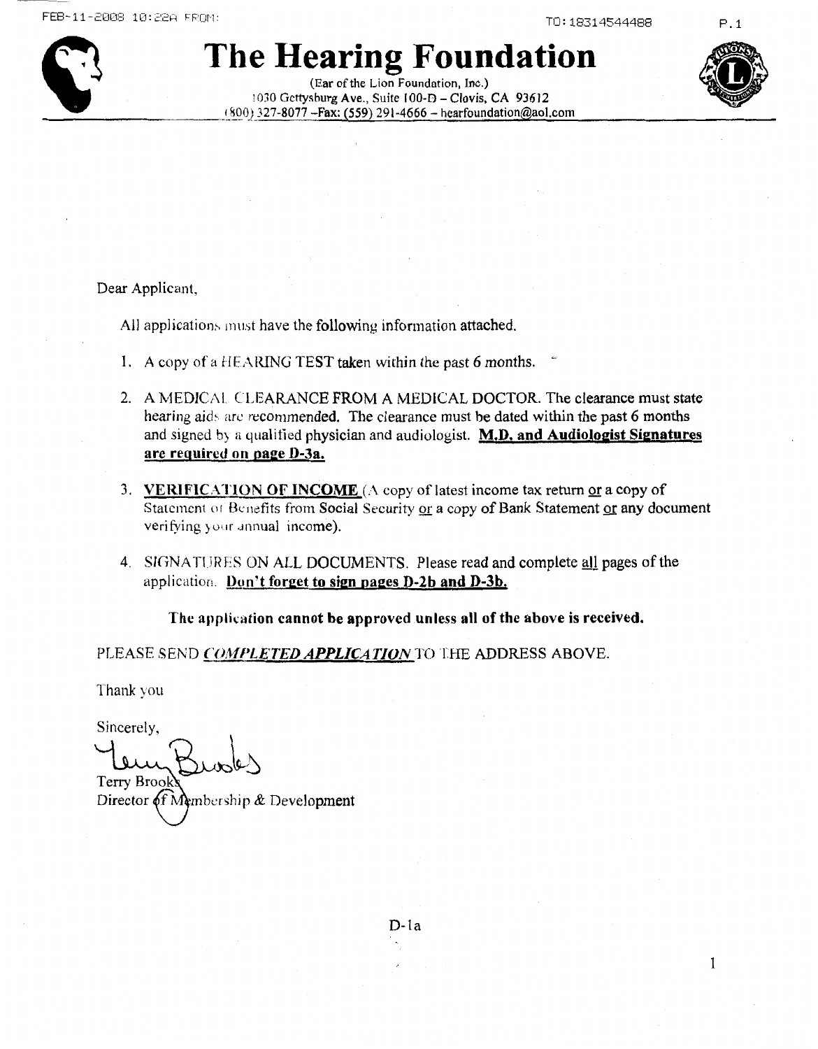# The Hearing Foundation

(Ear of the Lion Foundation, Inc.)
1030 Gettysburg Ave., Suite 100-D – Clovis, CA 93612
(800) 327-8077 –Fax: (559) 291-4666 – hearfoundation@aol.com

Dear Applicant,

All applications must have the following information attached.

1. A copy of a HEARING TEST taken within the past 6 months.
2. A MEDICAL CLEARANCE FROM A MEDICAL DOCTOR. The clearance must state hearing aids are recommended. The clearance must be dated within the past 6 months and signed by a qualified physician and audiologist. **M.D. and Audiologist Signatures are required on page D-3a.**
3. **VERIFICATION OF INCOME** (A copy of latest income tax return or a copy of Statement of Benefits from Social Security or a copy of Bank Statement or any document verifying your annual income).
4. SIGNATURES ON ALL DOCUMENTS. Please read and complete all pages of the application. **Don't forget to sign pages D-2b and D-3b.**

**The application cannot be approved unless all of the above is received.**

PLEASE SEND ***COMPLETED APPLICATION*** TO THE ADDRESS ABOVE.

Thank you

Sincerely,

Terry Brooks
Director of Membership & Development

D-1a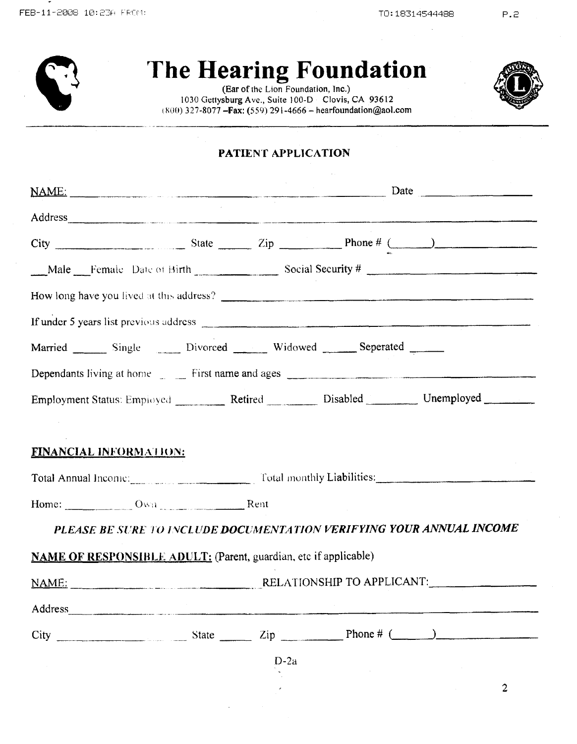# The Hearing Foundation

(Ear of the Lion Foundation, Inc.)
1030 Gettysburg Ave., Suite 100-D Clovis, CA 93612
(800) 327-8077 –**Fax:** (559) 291-4666 – hearfoundation@aol.com

## PATIENT APPLICATION

NAME: ______________________________ Date ______________

Address ______________________________________________

City ______________ State ______ Zip __________ Phone # (______) ______________

___Male ___Female Date of Birth ______________ Social Security # ______________________

How long have you lived at this address? ______________________________________

If under 5 years list previous address ________________________________________

Married ______ Single _____ Divorced ______ Widowed ______ Seperated ______

Dependants living at home ___ First name and ages ____________________________

Employment Status: Employed ________ Retired ________ Disabled ________ Unemployed ________

### FINANCIAL INFORMATION:

Total Annual Income: ______________________ Total monthly Liabilities: ______________________

Home: __________ Own ______________ Rent

***PLEASE BE SURE TO INCLUDE DOCUMENTATION VERIFYING YOUR ANNUAL INCOME***

**NAME OF RESPONSIBLE ADULT:** (Parent, guardian, etc if applicable)

NAME: ______________________________ RELATIONSHIP TO APPLICANT: ______________

Address ______________________________________________

City ______________ State ______ Zip __________ Phone # (______) ______________

D-2a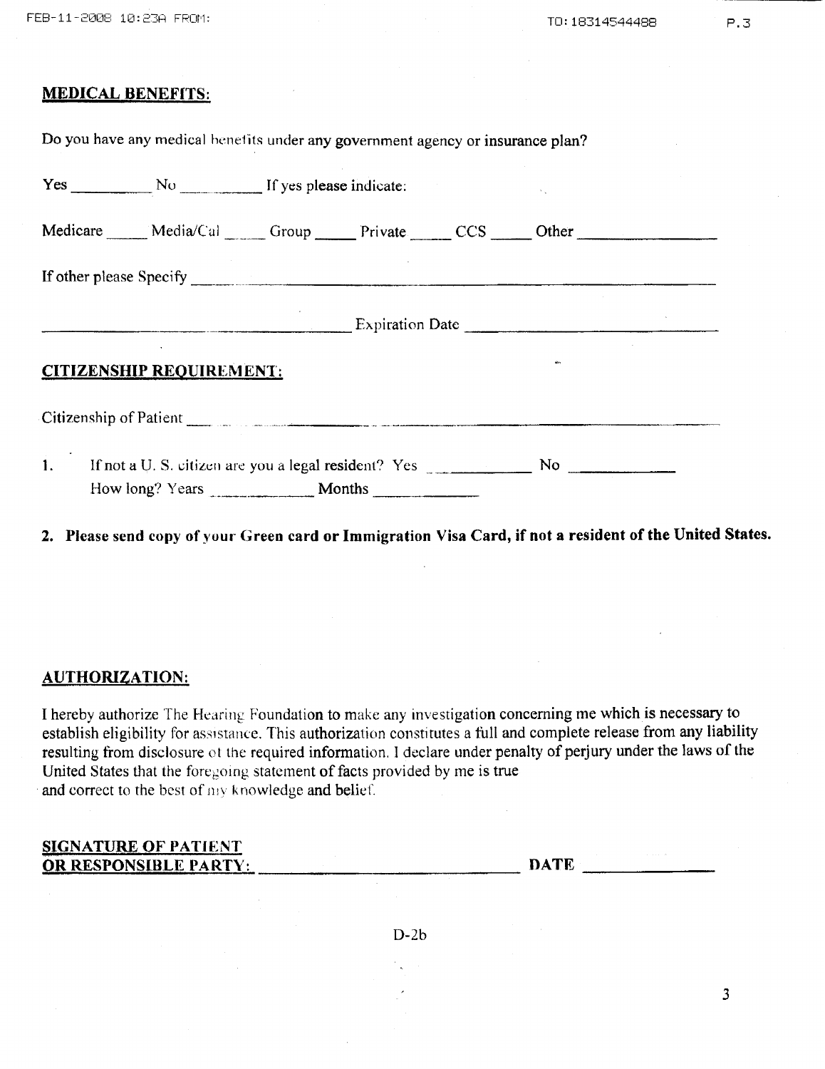**MEDICAL BENEFITS:**

Do you have any medical benefits under any government agency or insurance plan?

Yes __________ No __________ If yes please indicate:

Medicare _____ Media/Cal _____ Group _____ Private _____ CCS _____ Other ________________

If other please Specify ______________________________________________________________

_________________________________ Expiration Date ___________________________

**CITIZENSHIP REQUIREMENT:**

Citizenship of Patient ________________________________________________________________

1. If not a U. S. citizen are you a legal resident? Yes ____________ No ____________
   How long? Years ____________ Months ____________

**2. Please send copy of your Green card or Immigration Visa Card, if not a resident of the United States.**

**AUTHORIZATION:**

I hereby authorize The Hearing Foundation to make any investigation concerning me which is necessary to establish eligibility for assistance. This authorization constitutes a full and complete release from any liability resulting from disclosure of the required information. I declare under penalty of perjury under the laws of the United States that the foregoing statement of facts provided by me is true and correct to the best of my knowledge and belief.

**SIGNATURE OF PATIENT OR RESPONSIBLE PARTY:** ______________________________ **DATE** ______________

D-2b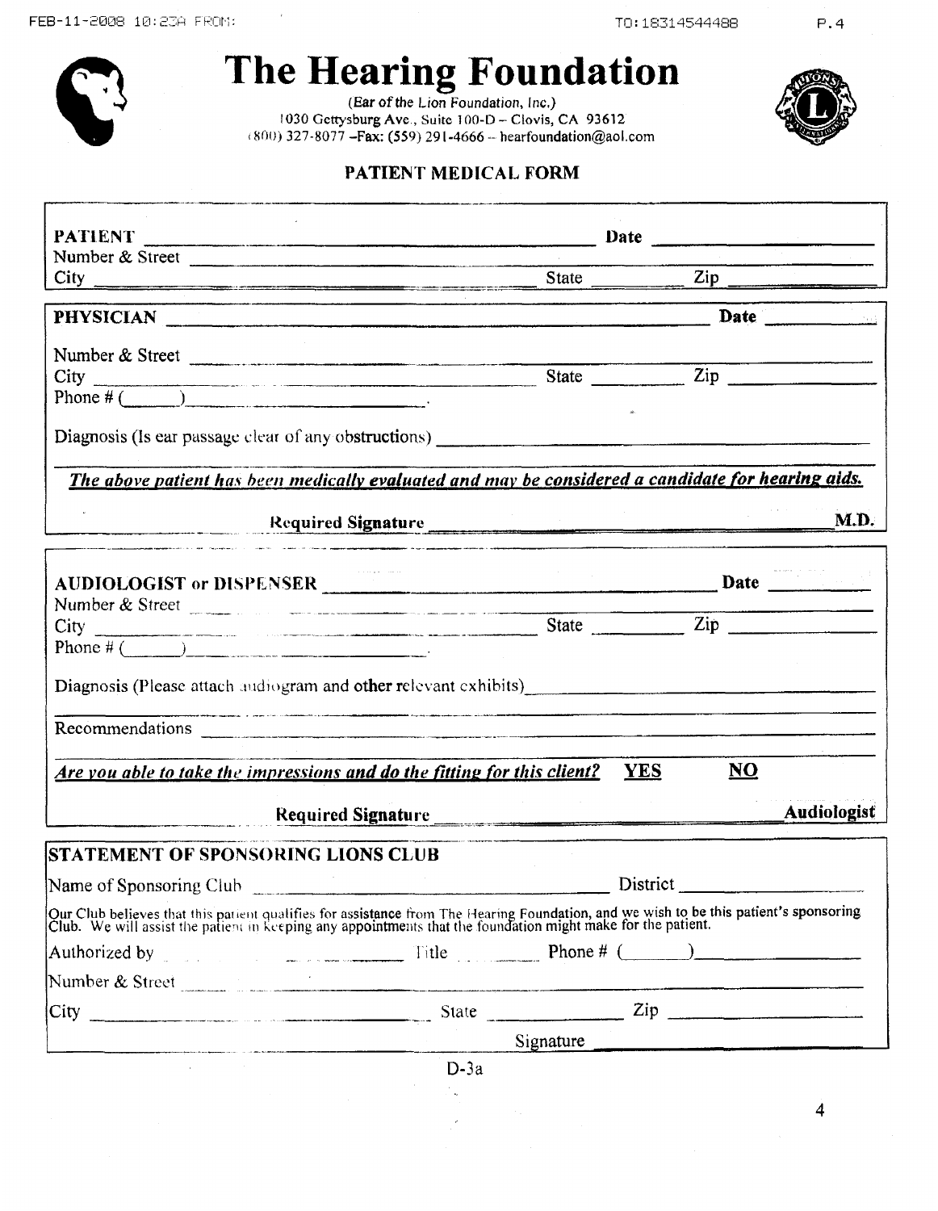# The Hearing Foundation

(Ear of the Lion Foundation, Inc.)
1030 Gettysburg Ave., Suite 100-D – Clovis, CA 93612
(800) 327-8077 –Fax: (559) 291-4666 – hearfoundation@aol.com

## PATIENT MEDICAL FORM

**PATIENT** ______________________________ **Date** ______________
Number & Street ______________________________
City ______________________________ State ________ Zip ____________

**PHYSICIAN** ______________________________ **Date** ______________

Number & Street ______________________________
City ______________________________ State ________ Zip ____________
Phone # (______) ____________________.

Diagnosis (Is ear passage clear of any obstructions) ______________________________

***The above patient has been medically evaluated and may be considered a candidate for hearing aids.***

**Required Signature** ______________________________ **M.D.**

**AUDIOLOGIST or DISPENSER** ______________________________ **Date** ______________
Number & Street ______________________________
City ______________________________ State ________ Zip ____________
Phone # (______) ____________________.

Diagnosis (Please attach audiogram and other relevant exhibits) ______________________________

Recommendations ______________________________

***Are you able to take the impressions and do the fitting for this client?*** **YES** **NO**

**Required Signature** ______________________________ **Audiologist**

### STATEMENT OF SPONSORING LIONS CLUB

Name of Sponsoring Club ______________________________ District ______________

Our Club believes that this patient qualifies for assistance from The Hearing Foundation, and we wish to be this patient's sponsoring Club. We will assist the patient in keeping any appointments that the foundation might make for the patient.

Authorized by ______________ Title ________ Phone # (______) ______________
Number & Street ______________________________
City ______________________________ State ____________ Zip ______________
Signature ______________________________

D-3a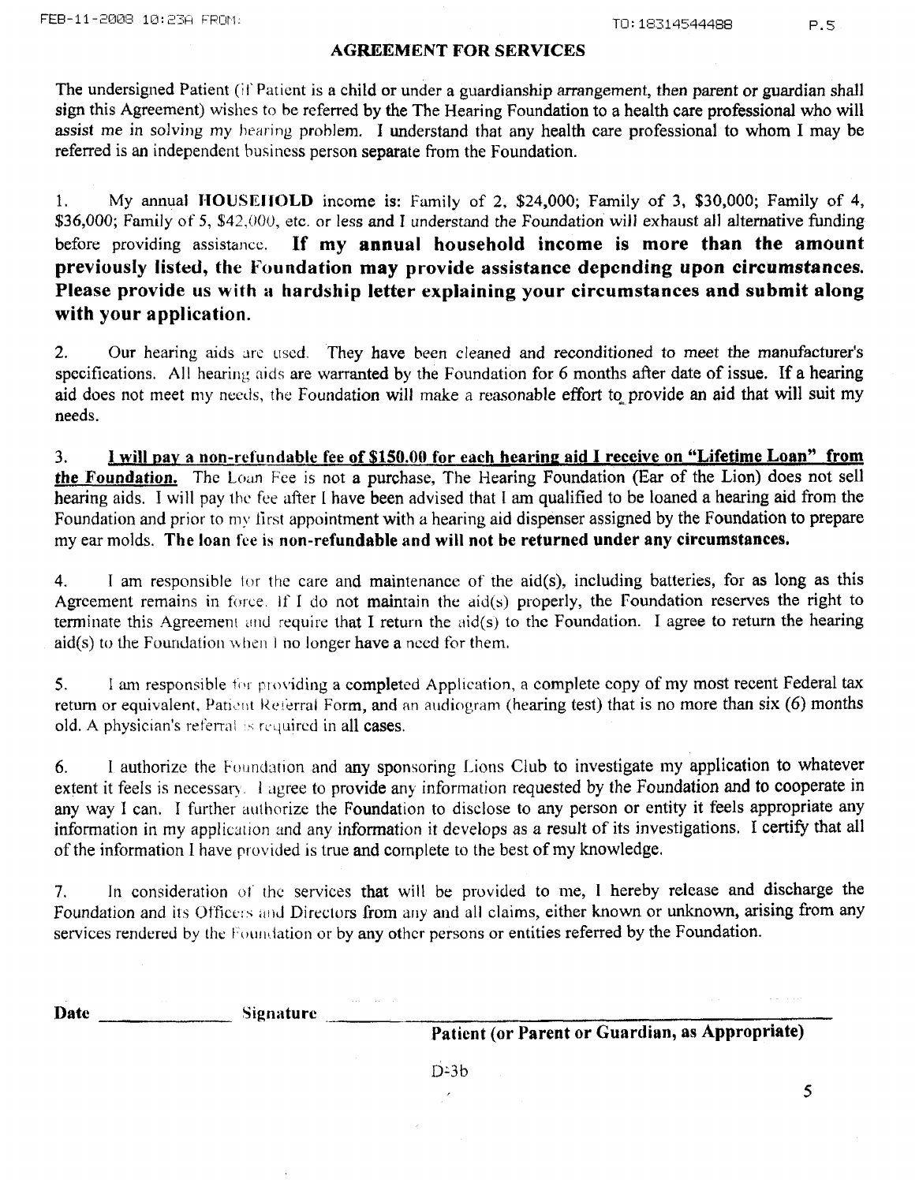## AGREEMENT FOR SERVICES

The undersigned Patient (if Patient is a child or under a guardianship arrangement, then parent or guardian shall sign this Agreement) wishes to be referred by the The Hearing Foundation to a health care professional who will assist me in solving my hearing problem. I understand that any health care professional to whom I may be referred is an independent business person separate from the Foundation.

1. My annual **HOUSEHOLD** income is: Family of 2, \$24,000; Family of 3, \$30,000; Family of 4, \$36,000; Family of 5, \$42,000, etc. or less and I understand the Foundation will exhaust all alternative funding before providing assistance. **If my annual household income is more than the amount previously listed, the Foundation may provide assistance depending upon circumstances. Please provide us with a hardship letter explaining your circumstances and submit along with your application.**

2. Our hearing aids are used. They have been cleaned and reconditioned to meet the manufacturer's specifications. All hearing aids are warranted by the Foundation for 6 months after date of issue. If a hearing aid does not meet my needs, the Foundation will make a reasonable effort to provide an aid that will suit my needs.

3. **I will pay a non-refundable fee of \$150.00 for each hearing aid I receive on "Lifetime Loan" from the Foundation.** The Loan Fee is not a purchase, The Hearing Foundation (Ear of the Lion) does not sell hearing aids. I will pay the fee after I have been advised that I am qualified to be loaned a hearing aid from the Foundation and prior to my first appointment with a hearing aid dispenser assigned by the Foundation to prepare my ear molds. **The loan fee is non-refundable and will not be returned under any circumstances.**

4. I am responsible for the care and maintenance of the aid(s), including batteries, for as long as this Agreement remains in force. If I do not maintain the aid(s) properly, the Foundation reserves the right to terminate this Agreement and require that I return the aid(s) to the Foundation. I agree to return the hearing aid(s) to the Foundation when I no longer have a need for them.

5. I am responsible for providing a completed Application, a complete copy of my most recent Federal tax return or equivalent, Patient Referral Form, and an audiogram (hearing test) that is no more than six (6) months old. A physician's referral is required in all cases.

6. I authorize the Foundation and any sponsoring Lions Club to investigate my application to whatever extent it feels is necessary. I agree to provide any information requested by the Foundation and to cooperate in any way I can. I further authorize the Foundation to disclose to any person or entity it feels appropriate any information in my application and any information it develops as a result of its investigations. I certify that all of the information I have provided is true and complete to the best of my knowledge.

7. In consideration of the services that will be provided to me, I hereby release and discharge the Foundation and its Officers and Directors from any and all claims, either known or unknown, arising from any services rendered by the Foundation or by any other persons or entities referred by the Foundation.

**Date** \_\_\_\_\_\_\_\_\_\_\_\_\_\_ **Signature** \_\_\_\_\_\_\_\_\_\_\_\_\_\_\_\_\_\_\_\_\_\_\_\_\_\_\_\_\_\_\_\_\_\_\_\_\_\_\_\_\_\_\_\_

**Patient (or Parent or Guardian, as Appropriate)**

D-3b